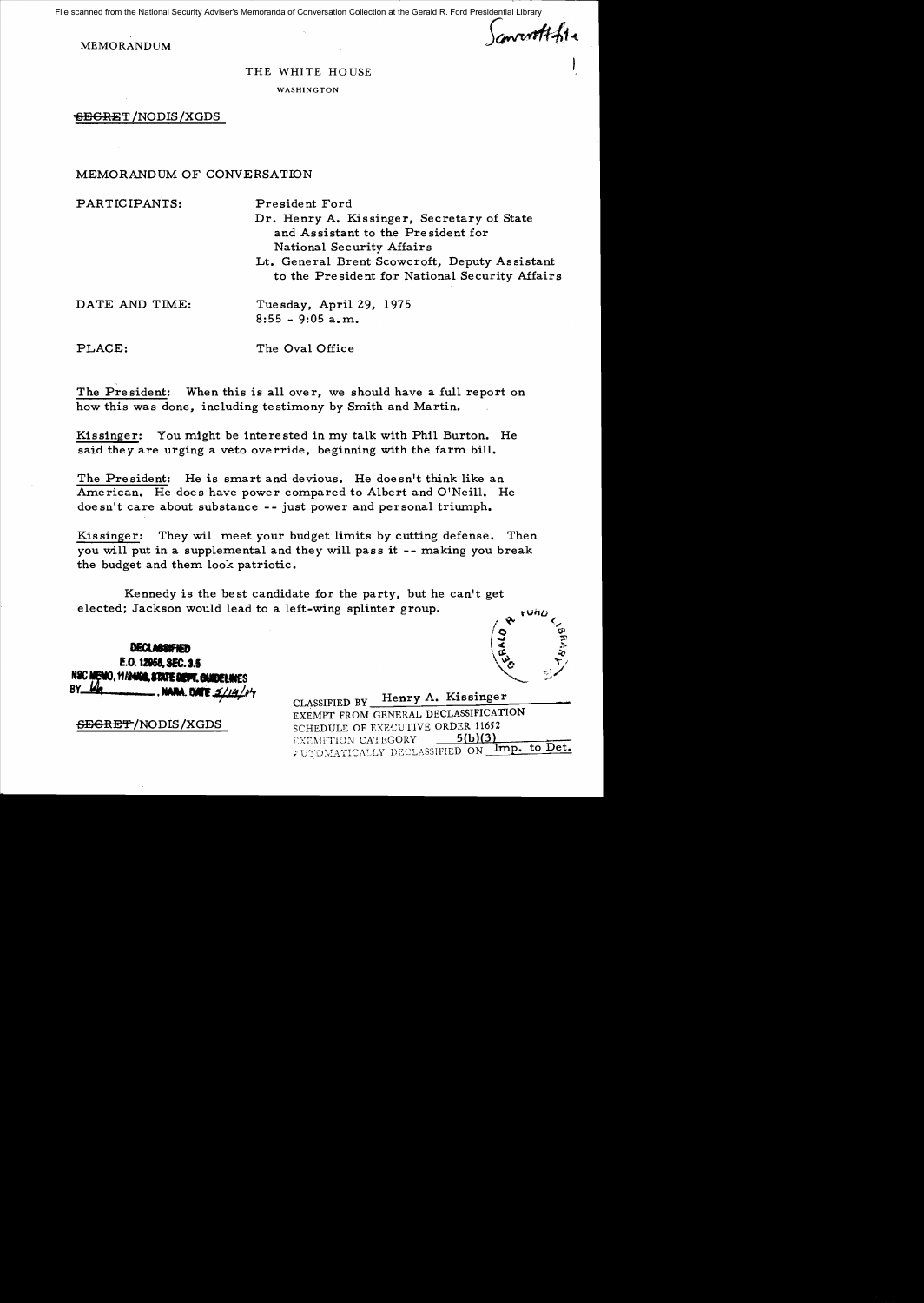File scanned from the National Security Adviser's Memoranda of Conversation Collection at the Gerald R. Ford Presidential Library

MEMORANDUM

Scowcroft file

THE WHITE HOUSE

WASHINGTON

~~SECRET~~/NODIS/XGDS

MEMORANDUM OF CONVERSATION

PARTICIPANTS: President Ford
Dr. Henry A. Kissinger, Secretary of State and Assistant to the President for National Security Affairs
Lt. General Brent Scowcroft, Deputy Assistant to the President for National Security Affairs

DATE AND TIME: Tuesday, April 29, 1975
8:55 - 9:05 a.m.

PLACE: The Oval Office

The President: When this is all over, we should have a full report on how this was done, including testimony by Smith and Martin.

Kissinger: You might be interested in my talk with Phil Burton. He said they are urging a veto override, beginning with the farm bill.

The President: He is smart and devious. He doesn't think like an American. He does have power compared to Albert and O'Neill. He doesn't care about substance -- just power and personal triumph.

Kissinger: They will meet your budget limits by cutting defense. Then you will put in a supplemental and they will pass it -- making you break the budget and them look patriotic.

Kennedy is the best candidate for the party, but he can't get elected; Jackson would lead to a left-wing splinter group.

DECLASSIFIED
E.O. 12958, SEC. 3.5
NSC MEMO, 11/24/98, STATE DEPT. GUIDELINES
BY ___ , NARA, DATE 5/14/04

CLASSIFIED BY Henry A. Kissinger
EXEMPT FROM GENERAL DECLASSIFICATION
SCHEDULE OF EXECUTIVE ORDER 11652
EXEMPTION CATEGORY 5(b)(3)
AUTOMATICALLY DECLASSIFIED ON Imp. to Det.

~~SECRET~~/NODIS/XGDS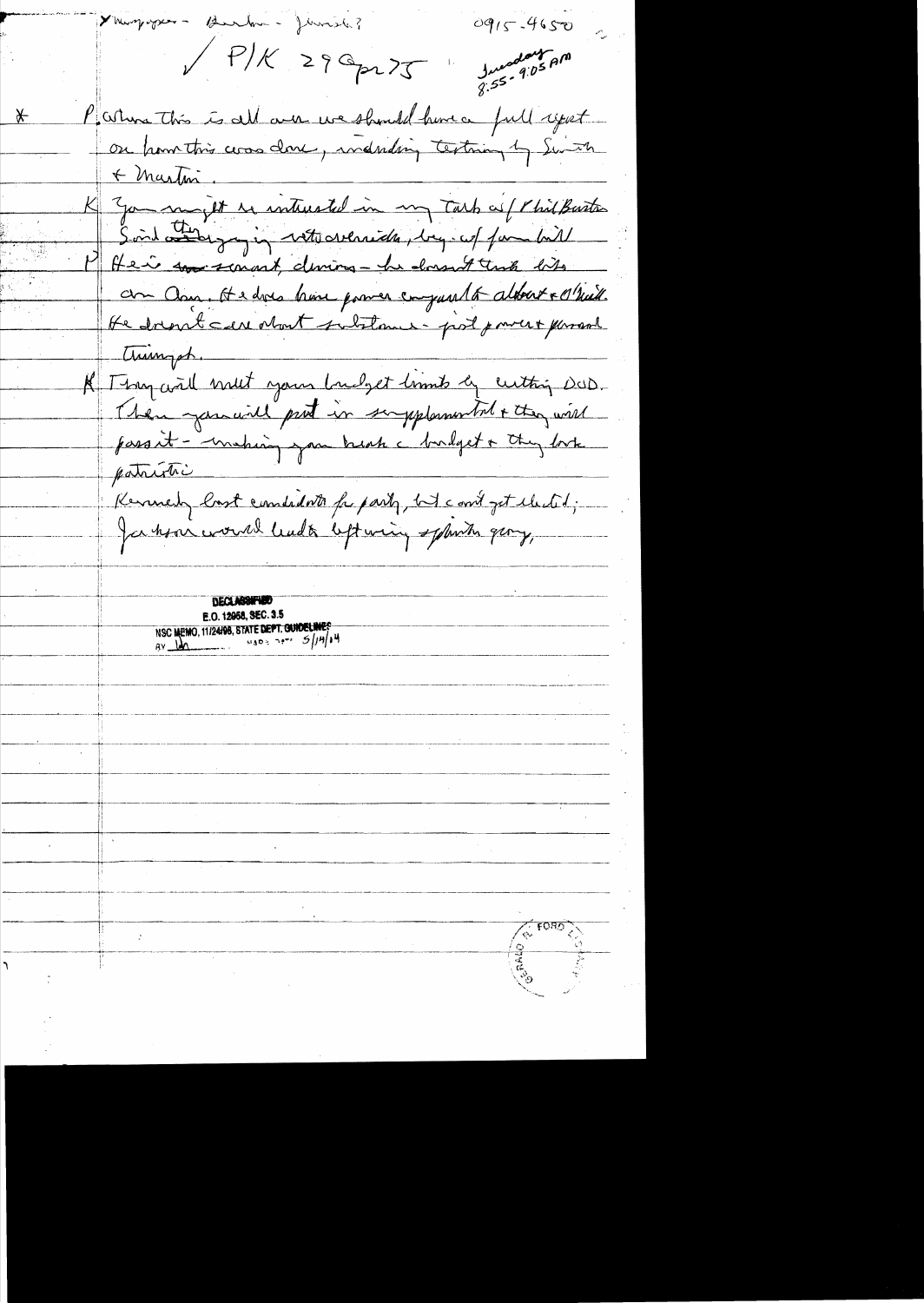Youngquist - Buchen - Jewish? 0915-4650

✓ P/K 29 Apr 75 Tuesday 8:55-9:05 AM

* P: When this is all over we should have a full report on how this was done, including testimony by Smith & Martin.

K You might be interested in my talk w/ Phil Buchen. Said they going in retrospect, beg. w/ Jan bill.

P He is so smart, devious - he doesn't think like an Am. He does have power compared to Albert & O'Neill. He doesn't care about substance - just power & personal triumph.

K They will meet your budget limits by cutting DOD. Then you will put in supplemental & they will pass it - making you break budget & they look patriotic.

Kennedy best candidate for party, but can't get elected; Jackson would lead to left wing splinter group.

DECLASSIFIED
E.O. 12958, SEC. 3.5
NSC MEMO, 11/24/98, STATE DEPT. GUIDELINES
BY [illegible] NARA, DATE 5/14/04